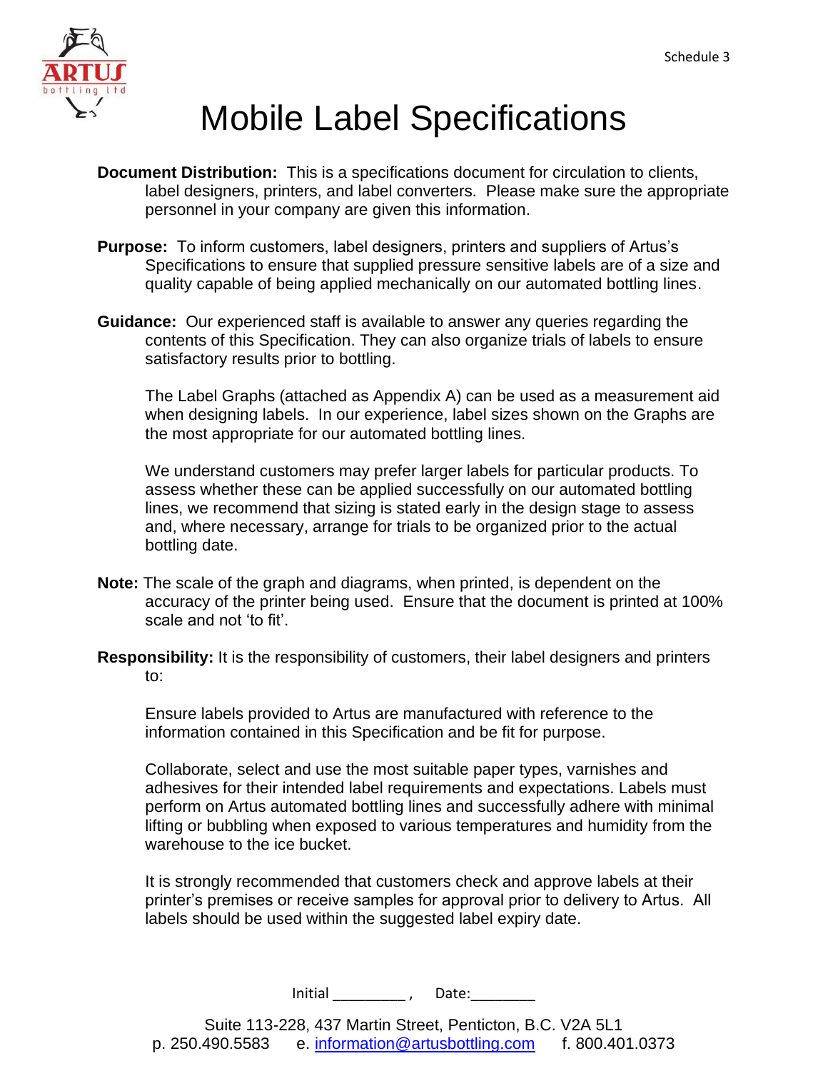Schedule 3

# Mobile Label Specifications

**Document Distribution:** This is a specifications document for circulation to clients, label designers, printers, and label converters. Please make sure the appropriate personnel in your company are given this information.

**Purpose:** To inform customers, label designers, printers and suppliers of Artus's Specifications to ensure that supplied pressure sensitive labels are of a size and quality capable of being applied mechanically on our automated bottling lines.

**Guidance:** Our experienced staff is available to answer any queries regarding the contents of this Specification. They can also organize trials of labels to ensure satisfactory results prior to bottling.

The Label Graphs (attached as Appendix A) can be used as a measurement aid when designing labels. In our experience, label sizes shown on the Graphs are the most appropriate for our automated bottling lines.

We understand customers may prefer larger labels for particular products. To assess whether these can be applied successfully on our automated bottling lines, we recommend that sizing is stated early in the design stage to assess and, where necessary, arrange for trials to be organized prior to the actual bottling date.

**Note:** The scale of the graph and diagrams, when printed, is dependent on the accuracy of the printer being used. Ensure that the document is printed at 100% scale and not 'to fit'.

**Responsibility:** It is the responsibility of customers, their label designers and printers to:

Ensure labels provided to Artus are manufactured with reference to the information contained in this Specification and be fit for purpose.

Collaborate, select and use the most suitable paper types, varnishes and adhesives for their intended label requirements and expectations. Labels must perform on Artus automated bottling lines and successfully adhere with minimal lifting or bubbling when exposed to various temperatures and humidity from the warehouse to the ice bucket.

It is strongly recommended that customers check and approve labels at their printer's premises or receive samples for approval prior to delivery to Artus. All labels should be used within the suggested label expiry date.

Initial _________ , Date:________

Suite 113-228, 437 Martin Street, Penticton, B.C. V2A 5L1
p. 250.490.5583 e. information@artusbottling.com f. 800.401.0373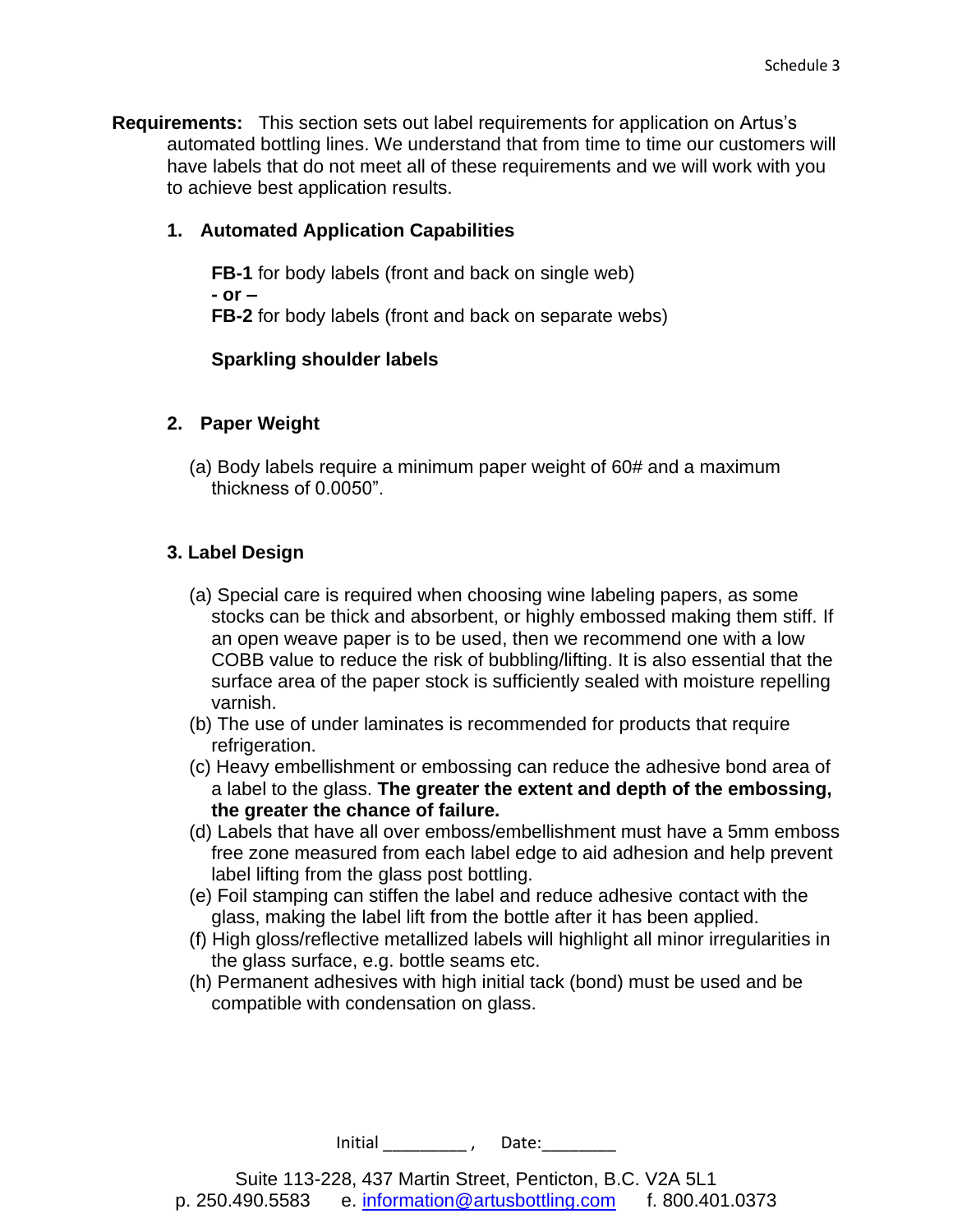**Requirements:** This section sets out label requirements for application on Artus's automated bottling lines. We understand that from time to time our customers will have labels that do not meet all of these requirements and we will work with you to achieve best application results.

## 1. Automated Application Capabilities

**FB-1** for body labels (front and back on single web)

**- or –**

**FB-2** for body labels (front and back on separate webs)

**Sparkling shoulder labels**

## 2. Paper Weight

(a) Body labels require a minimum paper weight of 60# and a maximum thickness of 0.0050".

## 3. Label Design

(a) Special care is required when choosing wine labeling papers, as some stocks can be thick and absorbent, or highly embossed making them stiff. If an open weave paper is to be used, then we recommend one with a low COBB value to reduce the risk of bubbling/lifting. It is also essential that the surface area of the paper stock is sufficiently sealed with moisture repelling varnish.

(b) The use of under laminates is recommended for products that require refrigeration.

(c) Heavy embellishment or embossing can reduce the adhesive bond area of a label to the glass. **The greater the extent and depth of the embossing, the greater the chance of failure.**

(d) Labels that have all over emboss/embellishment must have a 5mm emboss free zone measured from each label edge to aid adhesion and help prevent label lifting from the glass post bottling.

(e) Foil stamping can stiffen the label and reduce adhesive contact with the glass, making the label lift from the bottle after it has been applied.

(f) High gloss/reflective metallized labels will highlight all minor irregularities in the glass surface, e.g. bottle seams etc.

(h) Permanent adhesives with high initial tack (bond) must be used and be compatible with condensation on glass.

Initial _________ , Date:________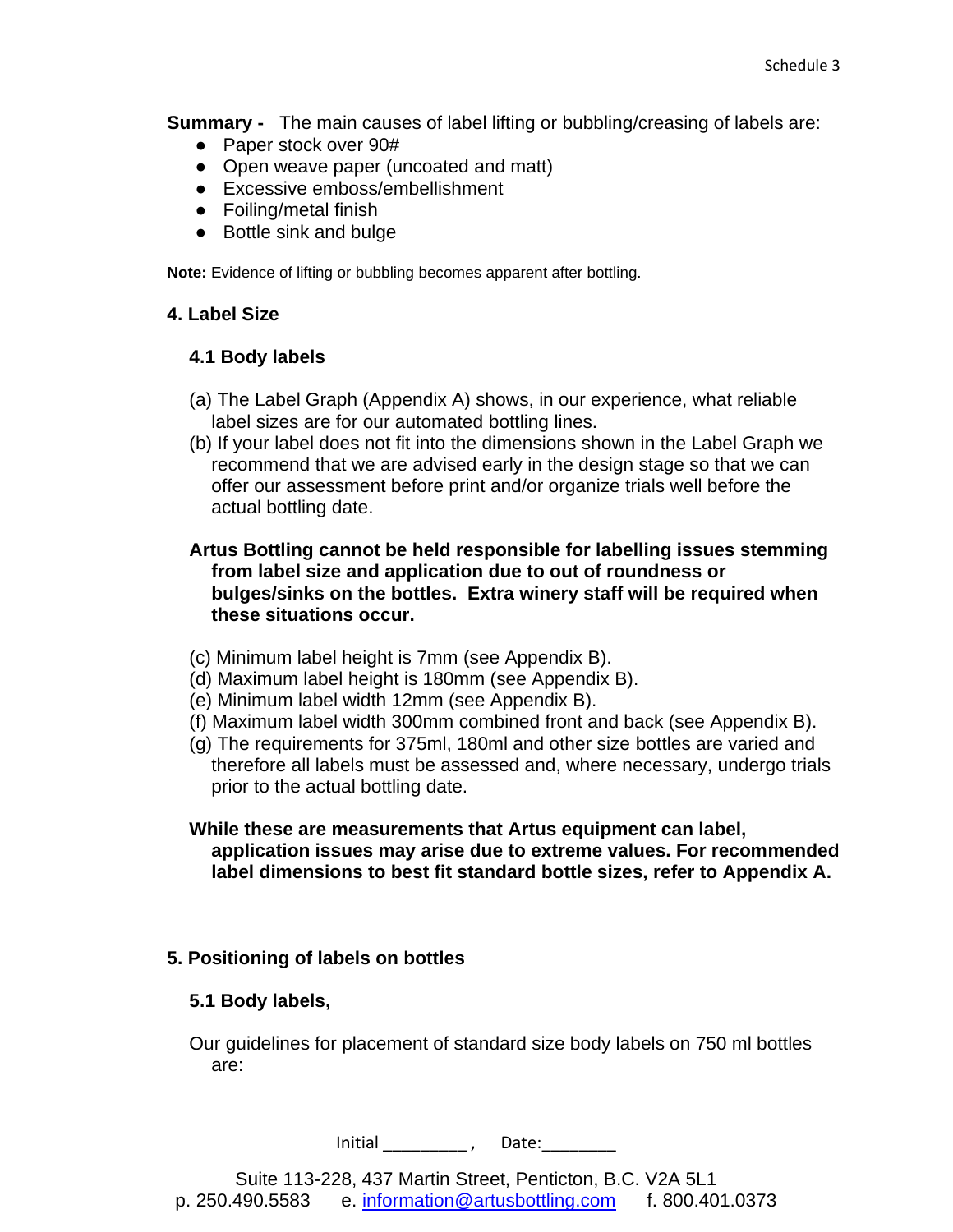**Summary -** The main causes of label lifting or bubbling/creasing of labels are:

- Paper stock over 90#
- Open weave paper (uncoated and matt)
- Excessive emboss/embellishment
- Foiling/metal finish
- Bottle sink and bulge

**Note:** Evidence of lifting or bubbling becomes apparent after bottling.

### 4. Label Size

#### 4.1 Body labels

(a) The Label Graph (Appendix A) shows, in our experience, what reliable label sizes are for our automated bottling lines.

(b) If your label does not fit into the dimensions shown in the Label Graph we recommend that we are advised early in the design stage so that we can offer our assessment before print and/or organize trials well before the actual bottling date.

**Artus Bottling cannot be held responsible for labelling issues stemming from label size and application due to out of roundness or bulges/sinks on the bottles. Extra winery staff will be required when these situations occur.**

(c) Minimum label height is 7mm (see Appendix B).

(d) Maximum label height is 180mm (see Appendix B).

(e) Minimum label width 12mm (see Appendix B).

(f) Maximum label width 300mm combined front and back (see Appendix B).

(g) The requirements for 375ml, 180ml and other size bottles are varied and therefore all labels must be assessed and, where necessary, undergo trials prior to the actual bottling date.

**While these are measurements that Artus equipment can label, application issues may arise due to extreme values. For recommended label dimensions to best fit standard bottle sizes, refer to Appendix A.**

### 5. Positioning of labels on bottles

#### 5.1 Body labels,

Our guidelines for placement of standard size body labels on 750 ml bottles are:

Initial _________ , Date:________

Suite 113-228, 437 Martin Street, Penticton, B.C. V2A 5L1
p. 250.490.5583 e. information@artusbottling.com f. 800.401.0373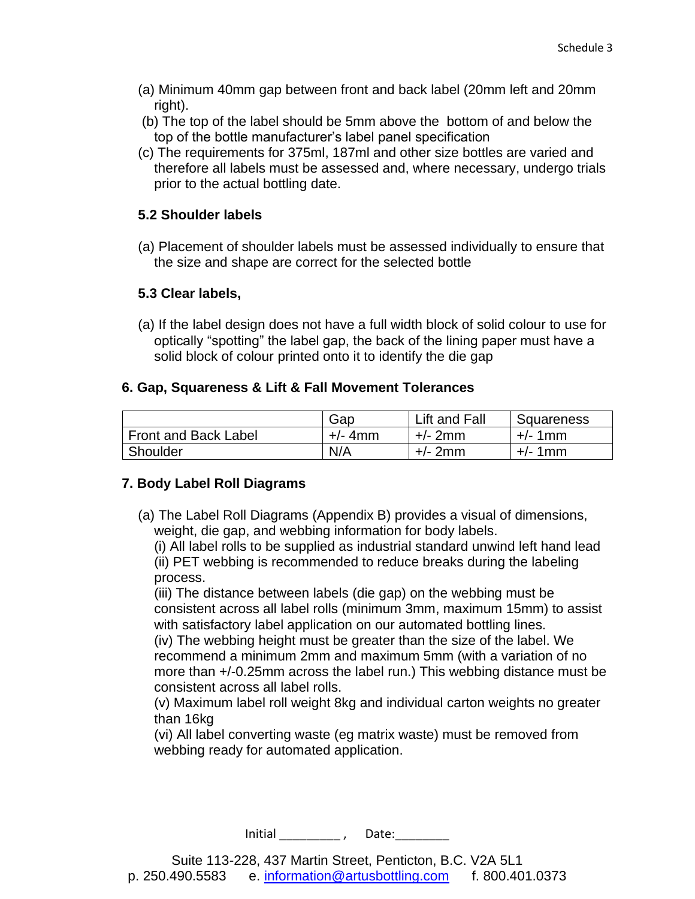(a) Minimum 40mm gap between front and back label (20mm left and 20mm right).

(b) The top of the label should be 5mm above the bottom of and below the top of the bottle manufacturer's label panel specification

(c) The requirements for 375ml, 187ml and other size bottles are varied and therefore all labels must be assessed and, where necessary, undergo trials prior to the actual bottling date.

### 5.2 Shoulder labels

(a) Placement of shoulder labels must be assessed individually to ensure that the size and shape are correct for the selected bottle

### 5.3 Clear labels,

(a) If the label design does not have a full width block of solid colour to use for optically "spotting" the label gap, the back of the lining paper must have a solid block of colour printed onto it to identify the die gap

## 6. Gap, Squareness & Lift & Fall Movement Tolerances

| | Gap | Lift and Fall | Squareness |
|---|---|---|---|
| Front and Back Label | +/- 4mm | +/- 2mm | +/- 1mm |
| Shoulder | N/A | +/- 2mm | +/- 1mm |

## 7. Body Label Roll Diagrams

(a) The Label Roll Diagrams (Appendix B) provides a visual of dimensions, weight, die gap, and webbing information for body labels.

(i) All label rolls to be supplied as industrial standard unwind left hand lead

(ii) PET webbing is recommended to reduce breaks during the labeling process.

(iii) The distance between labels (die gap) on the webbing must be consistent across all label rolls (minimum 3mm, maximum 15mm) to assist with satisfactory label application on our automated bottling lines.

(iv) The webbing height must be greater than the size of the label. We recommend a minimum 2mm and maximum 5mm (with a variation of no more than +/-0.25mm across the label run.) This webbing distance must be consistent across all label rolls.

(v) Maximum label roll weight 8kg and individual carton weights no greater than 16kg

(vi) All label converting waste (eg matrix waste) must be removed from webbing ready for automated application.

Initial _________ , Date:________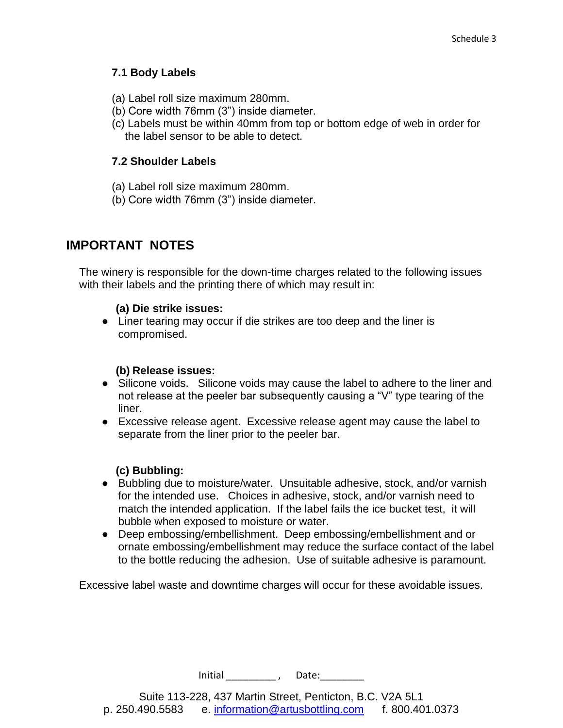### 7.1 Body Labels

(a) Label roll size maximum 280mm.
(b) Core width 76mm (3") inside diameter.
(c) Labels must be within 40mm from top or bottom edge of web in order for the label sensor to be able to detect.

### 7.2 Shoulder Labels

(a) Label roll size maximum 280mm.
(b) Core width 76mm (3") inside diameter.

## IMPORTANT NOTES

The winery is responsible for the down-time charges related to the following issues with their labels and the printing there of which may result in:

**(a) Die strike issues:**

- Liner tearing may occur if die strikes are too deep and the liner is compromised.

**(b) Release issues:**

- Silicone voids. Silicone voids may cause the label to adhere to the liner and not release at the peeler bar subsequently causing a "V" type tearing of the liner.
- Excessive release agent. Excessive release agent may cause the label to separate from the liner prior to the peeler bar.

**(c) Bubbling:**

- Bubbling due to moisture/water. Unsuitable adhesive, stock, and/or varnish for the intended use. Choices in adhesive, stock, and/or varnish need to match the intended application. If the label fails the ice bucket test, it will bubble when exposed to moisture or water.
- Deep embossing/embellishment. Deep embossing/embellishment and or ornate embossing/embellishment may reduce the surface contact of the label to the bottle reducing the adhesion. Use of suitable adhesive is paramount.

Excessive label waste and downtime charges will occur for these avoidable issues.

Initial _________ , Date:________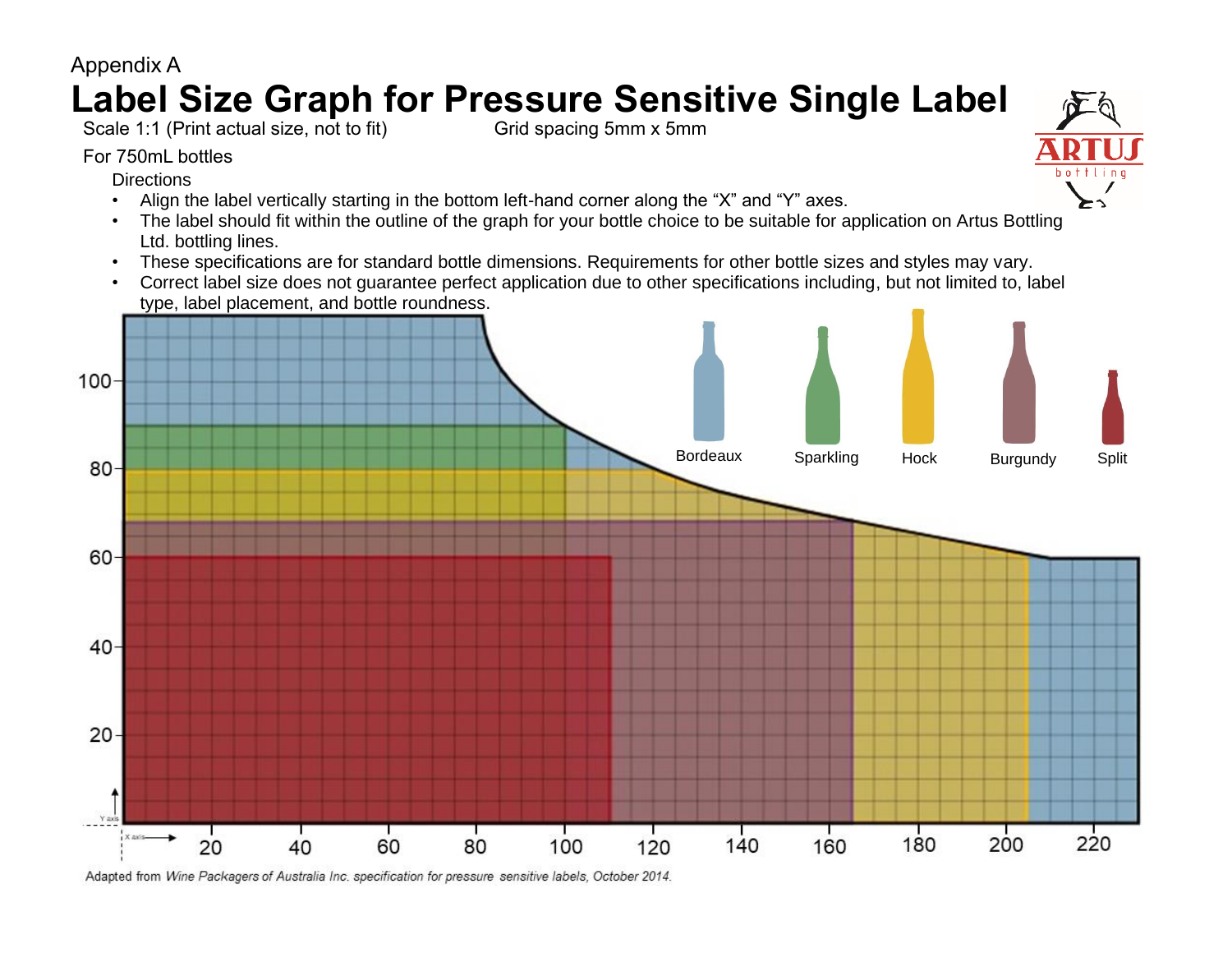Appendix A

# Label Size Graph for Pressure Sensitive Single Label

Scale 1:1 (Print actual size, not to fit) Grid spacing 5mm x 5mm

For 750mL bottles

Directions

- Align the label vertically starting in the bottom left-hand corner along the "X" and "Y" axes.
- The label should fit within the outline of the graph for your bottle choice to be suitable for application on Artus Bottling Ltd. bottling lines.
- These specifications are for standard bottle dimensions. Requirements for other bottle sizes and styles may vary.
- Correct label size does not guarantee perfect application due to other specifications including, but not limited to, label type, label placement, and bottle roundness.

Bordeaux Sparkling Hock Burgundy Split

Adapted from *Wine Packagers of Australia Inc. specification for pressure sensitive labels, October 2014.*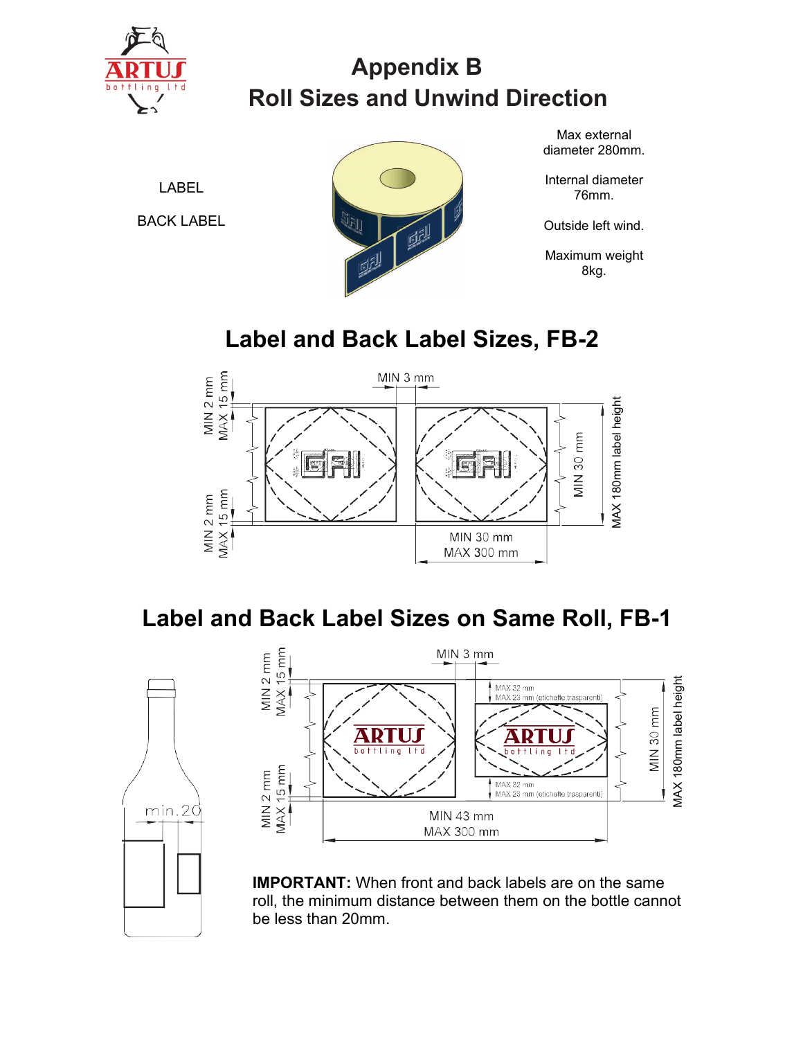# Appendix B
# Roll Sizes and Unwind Direction

LABEL

BACK LABEL

Max external diameter 280mm.

Internal diameter 76mm.

Outside left wind.

Maximum weight 8kg.

## Label and Back Label Sizes, FB-2

MIN 3 mm

MIN 2 mm
MAX 15 mm

MIN 2 mm
MAX 15 mm

MIN 30 mm

MAX 180mm label height

MIN 30 mm
MAX 300 mm

## Label and Back Label Sizes on Same Roll, FB-1

min.20

MIN 3 mm

MIN 2 mm
MAX 15 mm

MAX 32 mm
MAX 23 mm (etichette trasparenti)

MIN 2 mm
MAX 15 mm

MAX 32 mm
MAX 23 mm (etichette trasparenti)

MIN 30 mm

MAX 180mm label height

MIN 43 mm
MAX 300 mm

**IMPORTANT:** When front and back labels are on the same roll, the minimum distance between them on the bottle cannot be less than 20mm.